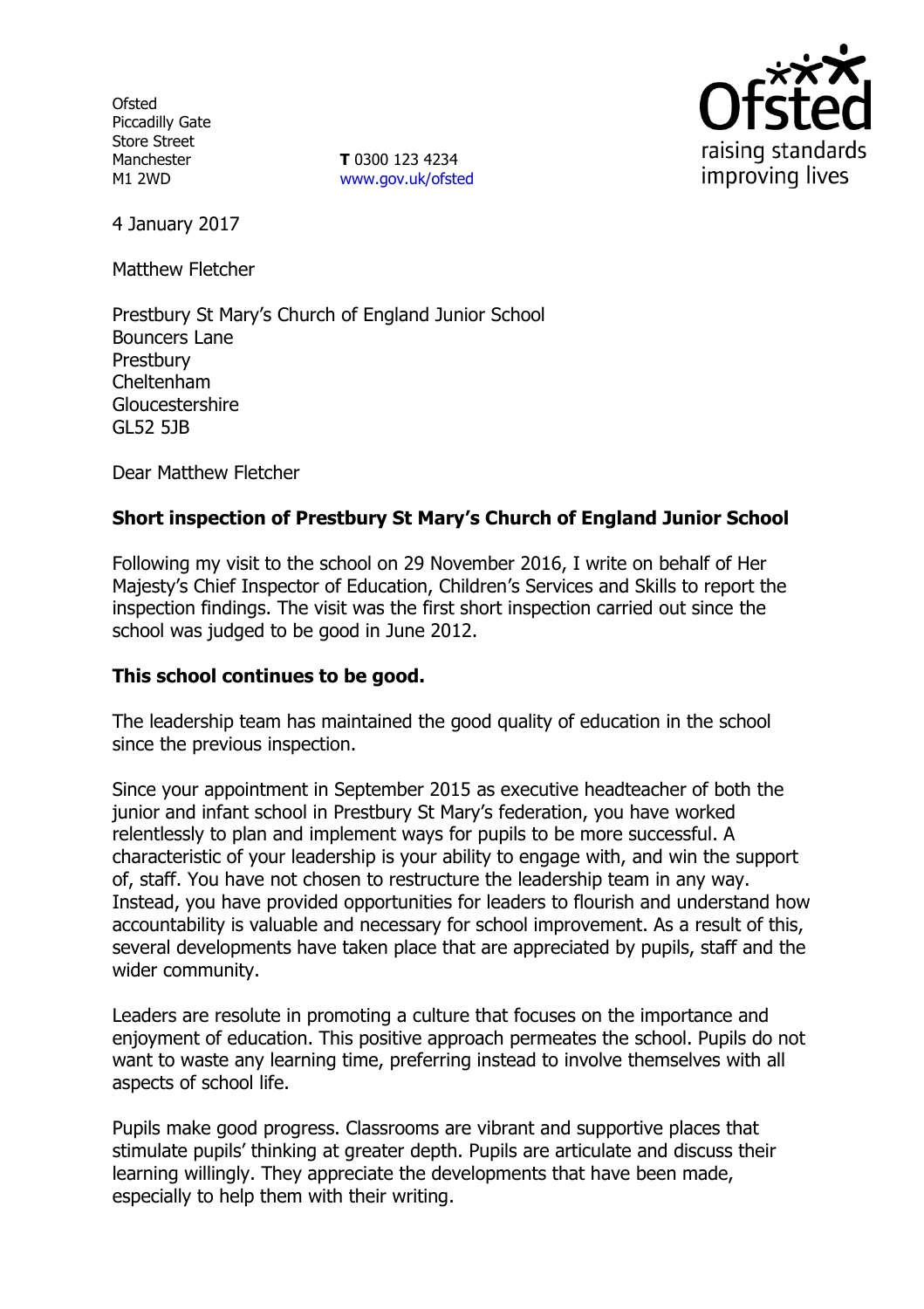Ofsted
Piccadilly Gate
Store Street
Manchester
M1 2WD

**T** 0300 123 4234
www.gov.uk/ofsted

4 January 2017

Matthew Fletcher

Prestbury St Mary's Church of England Junior School
Bouncers Lane
Prestbury
Cheltenham
Gloucestershire
GL52 5JB

Dear Matthew Fletcher

**Short inspection of Prestbury St Mary's Church of England Junior School**

Following my visit to the school on 29 November 2016, I write on behalf of Her Majesty's Chief Inspector of Education, Children's Services and Skills to report the inspection findings. The visit was the first short inspection carried out since the school was judged to be good in June 2012.

**This school continues to be good.**

The leadership team has maintained the good quality of education in the school since the previous inspection.

Since your appointment in September 2015 as executive headteacher of both the junior and infant school in Prestbury St Mary's federation, you have worked relentlessly to plan and implement ways for pupils to be more successful. A characteristic of your leadership is your ability to engage with, and win the support of, staff. You have not chosen to restructure the leadership team in any way. Instead, you have provided opportunities for leaders to flourish and understand how accountability is valuable and necessary for school improvement. As a result of this, several developments have taken place that are appreciated by pupils, staff and the wider community.

Leaders are resolute in promoting a culture that focuses on the importance and enjoyment of education. This positive approach permeates the school. Pupils do not want to waste any learning time, preferring instead to involve themselves with all aspects of school life.

Pupils make good progress. Classrooms are vibrant and supportive places that stimulate pupils' thinking at greater depth. Pupils are articulate and discuss their learning willingly. They appreciate the developments that have been made, especially to help them with their writing.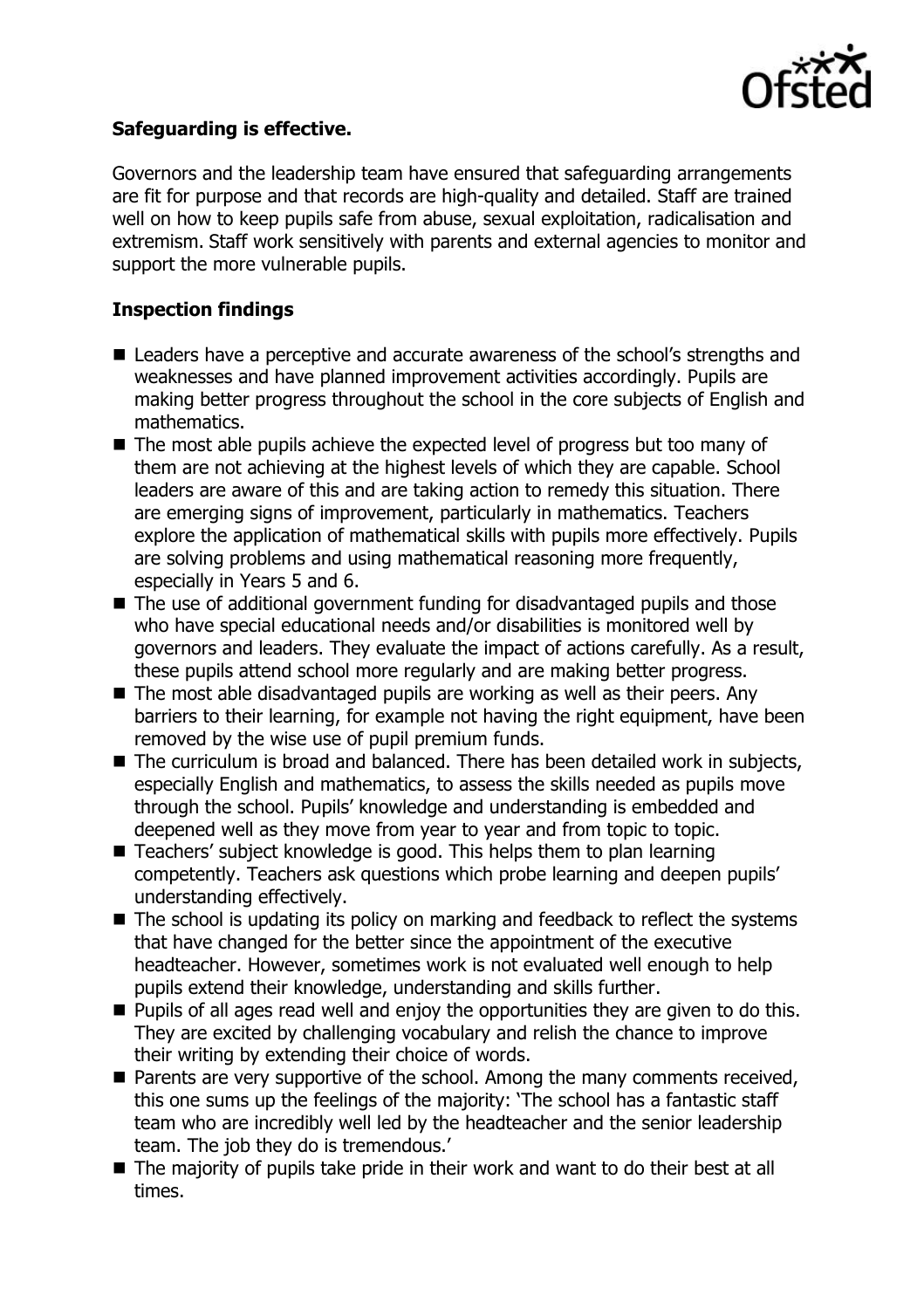**Safeguarding is effective.**

Governors and the leadership team have ensured that safeguarding arrangements are fit for purpose and that records are high-quality and detailed. Staff are trained well on how to keep pupils safe from abuse, sexual exploitation, radicalisation and extremism. Staff work sensitively with parents and external agencies to monitor and support the more vulnerable pupils.

**Inspection findings**

- Leaders have a perceptive and accurate awareness of the school's strengths and weaknesses and have planned improvement activities accordingly. Pupils are making better progress throughout the school in the core subjects of English and mathematics.
- The most able pupils achieve the expected level of progress but too many of them are not achieving at the highest levels of which they are capable. School leaders are aware of this and are taking action to remedy this situation. There are emerging signs of improvement, particularly in mathematics. Teachers explore the application of mathematical skills with pupils more effectively. Pupils are solving problems and using mathematical reasoning more frequently, especially in Years 5 and 6.
- The use of additional government funding for disadvantaged pupils and those who have special educational needs and/or disabilities is monitored well by governors and leaders. They evaluate the impact of actions carefully. As a result, these pupils attend school more regularly and are making better progress.
- The most able disadvantaged pupils are working as well as their peers. Any barriers to their learning, for example not having the right equipment, have been removed by the wise use of pupil premium funds.
- The curriculum is broad and balanced. There has been detailed work in subjects, especially English and mathematics, to assess the skills needed as pupils move through the school. Pupils' knowledge and understanding is embedded and deepened well as they move from year to year and from topic to topic.
- Teachers' subject knowledge is good. This helps them to plan learning competently. Teachers ask questions which probe learning and deepen pupils' understanding effectively.
- The school is updating its policy on marking and feedback to reflect the systems that have changed for the better since the appointment of the executive headteacher. However, sometimes work is not evaluated well enough to help pupils extend their knowledge, understanding and skills further.
- Pupils of all ages read well and enjoy the opportunities they are given to do this. They are excited by challenging vocabulary and relish the chance to improve their writing by extending their choice of words.
- Parents are very supportive of the school. Among the many comments received, this one sums up the feelings of the majority: 'The school has a fantastic staff team who are incredibly well led by the headteacher and the senior leadership team. The job they do is tremendous.'
- The majority of pupils take pride in their work and want to do their best at all times.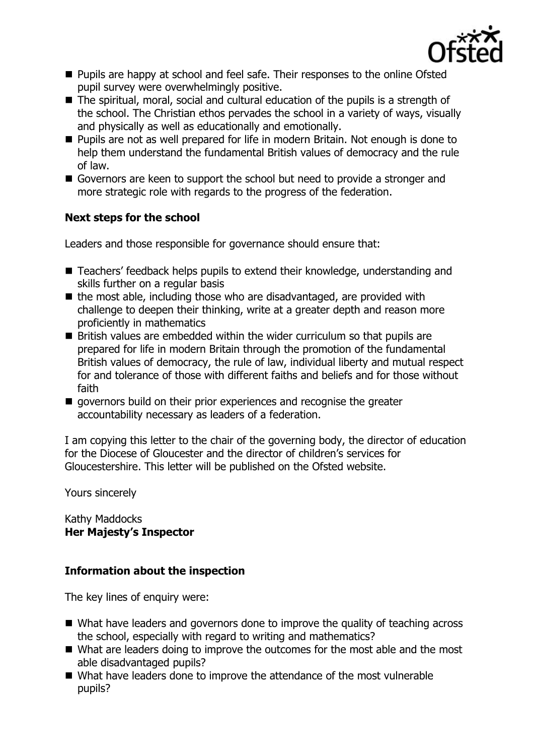- Pupils are happy at school and feel safe. Their responses to the online Ofsted pupil survey were overwhelmingly positive.
- The spiritual, moral, social and cultural education of the pupils is a strength of the school. The Christian ethos pervades the school in a variety of ways, visually and physically as well as educationally and emotionally.
- Pupils are not as well prepared for life in modern Britain. Not enough is done to help them understand the fundamental British values of democracy and the rule of law.
- Governors are keen to support the school but need to provide a stronger and more strategic role with regards to the progress of the federation.

**Next steps for the school**

Leaders and those responsible for governance should ensure that:

- Teachers' feedback helps pupils to extend their knowledge, understanding and skills further on a regular basis
- the most able, including those who are disadvantaged, are provided with challenge to deepen their thinking, write at a greater depth and reason more proficiently in mathematics
- British values are embedded within the wider curriculum so that pupils are prepared for life in modern Britain through the promotion of the fundamental British values of democracy, the rule of law, individual liberty and mutual respect for and tolerance of those with different faiths and beliefs and for those without faith
- governors build on their prior experiences and recognise the greater accountability necessary as leaders of a federation.

I am copying this letter to the chair of the governing body, the director of education for the Diocese of Gloucester and the director of children's services for Gloucestershire. This letter will be published on the Ofsted website.

Yours sincerely

Kathy Maddocks
**Her Majesty's Inspector**

**Information about the inspection**

The key lines of enquiry were:

- What have leaders and governors done to improve the quality of teaching across the school, especially with regard to writing and mathematics?
- What are leaders doing to improve the outcomes for the most able and the most able disadvantaged pupils?
- What have leaders done to improve the attendance of the most vulnerable pupils?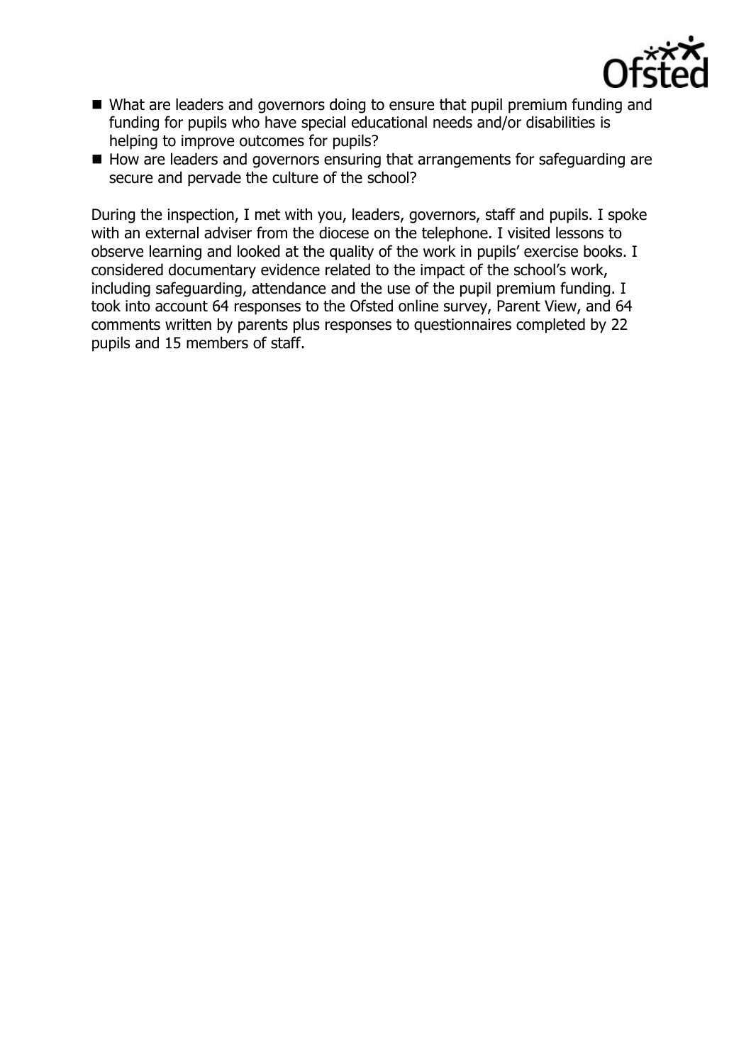- What are leaders and governors doing to ensure that pupil premium funding and funding for pupils who have special educational needs and/or disabilities is helping to improve outcomes for pupils?
- How are leaders and governors ensuring that arrangements for safeguarding are secure and pervade the culture of the school?

During the inspection, I met with you, leaders, governors, staff and pupils. I spoke with an external adviser from the diocese on the telephone. I visited lessons to observe learning and looked at the quality of the work in pupils' exercise books. I considered documentary evidence related to the impact of the school's work, including safeguarding, attendance and the use of the pupil premium funding. I took into account 64 responses to the Ofsted online survey, Parent View, and 64 comments written by parents plus responses to questionnaires completed by 22 pupils and 15 members of staff.